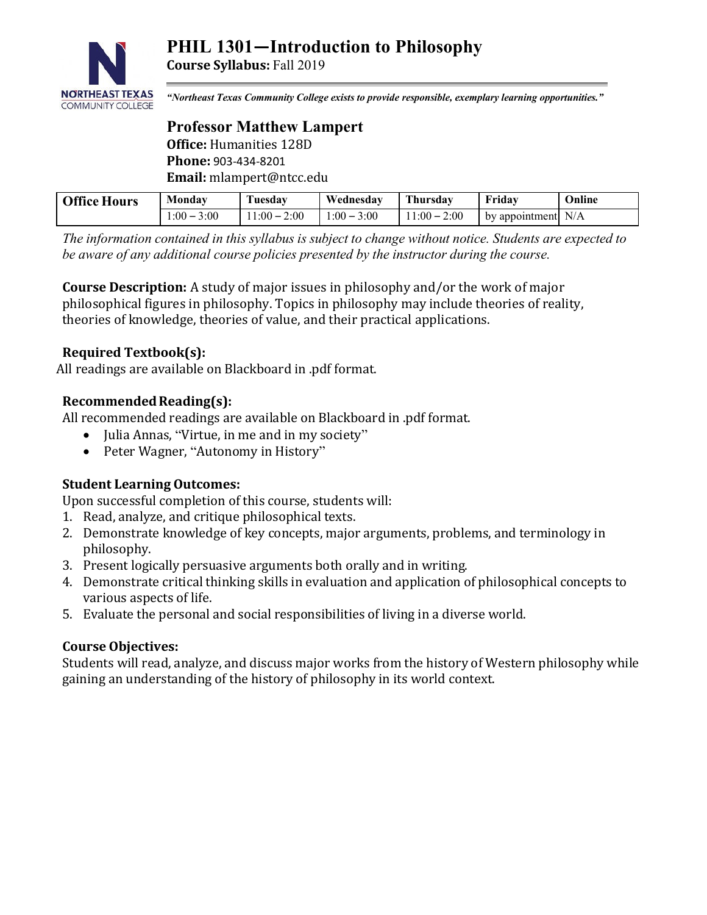# PHIL 1301—Introduction to Philosophy

**Course Syllabus:** Fall 2019

***"Northeast Texas Community College exists to provide responsible, exemplary learning opportunities."***

## Professor Matthew Lampert

**Office:** Humanities 128D
**Phone:** 903-434-8201
**Email:** mlampert@ntcc.edu

| Office Hours | Monday | Tuesday | Wednesday | Thursday | Friday | Online |
|---|---|---|---|---|---|---|
| | 1:00 – 3:00 | 11:00 – 2:00 | 1:00 – 3:00 | 11:00 – 2:00 | by appointment | N/A |

*The information contained in this syllabus is subject to change without notice. Students are expected to be aware of any additional course policies presented by the instructor during the course.*

**Course Description:** A study of major issues in philosophy and/or the work of major philosophical figures in philosophy. Topics in philosophy may include theories of reality, theories of knowledge, theories of value, and their practical applications.

### Required Textbook(s):

All readings are available on Blackboard in .pdf format.

### Recommended Reading(s):

All recommended readings are available on Blackboard in .pdf format.

- Julia Annas, "Virtue, in me and in my society"
- Peter Wagner, "Autonomy in History"

### Student Learning Outcomes:

Upon successful completion of this course, students will:

1. Read, analyze, and critique philosophical texts.
2. Demonstrate knowledge of key concepts, major arguments, problems, and terminology in philosophy.
3. Present logically persuasive arguments both orally and in writing.
4. Demonstrate critical thinking skills in evaluation and application of philosophical concepts to various aspects of life.
5. Evaluate the personal and social responsibilities of living in a diverse world.

### Course Objectives:

Students will read, analyze, and discuss major works from the history of Western philosophy while gaining an understanding of the history of philosophy in its world context.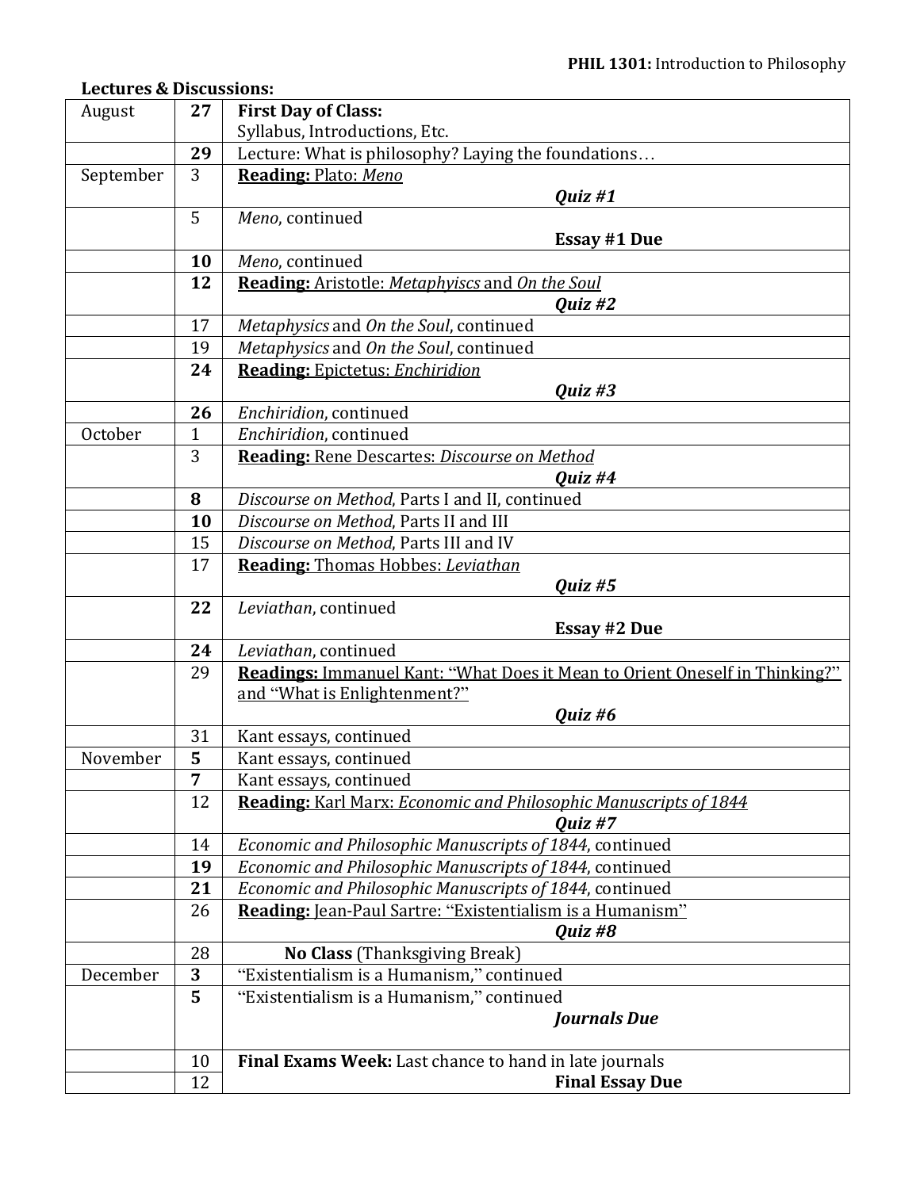**Lectures & Discussions:**

| | | |
|---|---|---|
| August | **27** | **First Day of Class:** Syllabus, Introductions, Etc. |
| | **29** | Lecture: What is philosophy? Laying the foundations… |
| September | 3 | **Reading:** Plato: *Meno* ***Quiz #1*** |
| | 5 | *Meno*, continued **Essay #1 Due** |
| | **10** | *Meno*, continued |
| | **12** | **Reading:** Aristotle: *Metaphyiscs* and *On the Soul* ***Quiz #2*** |
| | 17 | *Metaphysics* and *On the Soul*, continued |
| | 19 | *Metaphysics* and *On the Soul*, continued |
| | **24** | **Reading:** Epictetus: *Enchiridion* ***Quiz #3*** |
| | **26** | *Enchiridion*, continued |
| October | 1 | *Enchiridion*, continued |
| | 3 | **Reading:** Rene Descartes: *Discourse on Method* ***Quiz #4*** |
| | **8** | *Discourse on Method*, Parts I and II, continued |
| | **10** | *Discourse on Method*, Parts II and III |
| | 15 | *Discourse on Method*, Parts III and IV |
| | 17 | **Reading:** Thomas Hobbes: *Leviathan* ***Quiz #5*** |
| | **22** | *Leviathan*, continued **Essay #2 Due** |
| | **24** | *Leviathan*, continued |
| | 29 | **Readings:** Immanuel Kant: "What Does it Mean to Orient Oneself in Thinking?" and "What is Enlightenment?" ***Quiz #6*** |
| | 31 | Kant essays, continued |
| November | **5** | Kant essays, continued |
| | **7** | Kant essays, continued |
| | 12 | **Reading:** Karl Marx: *Economic and Philosophic Manuscripts of 1844* ***Quiz #7*** |
| | 14 | *Economic and Philosophic Manuscripts of 1844*, continued |
| | **19** | *Economic and Philosophic Manuscripts of 1844*, continued |
| | **21** | *Economic and Philosophic Manuscripts of 1844*, continued |
| | 26 | **Reading:** Jean-Paul Sartre: "Existentialism is a Humanism" ***Quiz #8*** |
| | 28 | **No Class** (Thanksgiving Break) |
| December | **3** | "Existentialism is a Humanism," continued |
| | **5** | "Existentialism is a Humanism," continued ***Journals Due*** |
| | 10 | **Final Exams Week:** Last chance to hand in late journals |
| | 12 | **Final Essay Due** |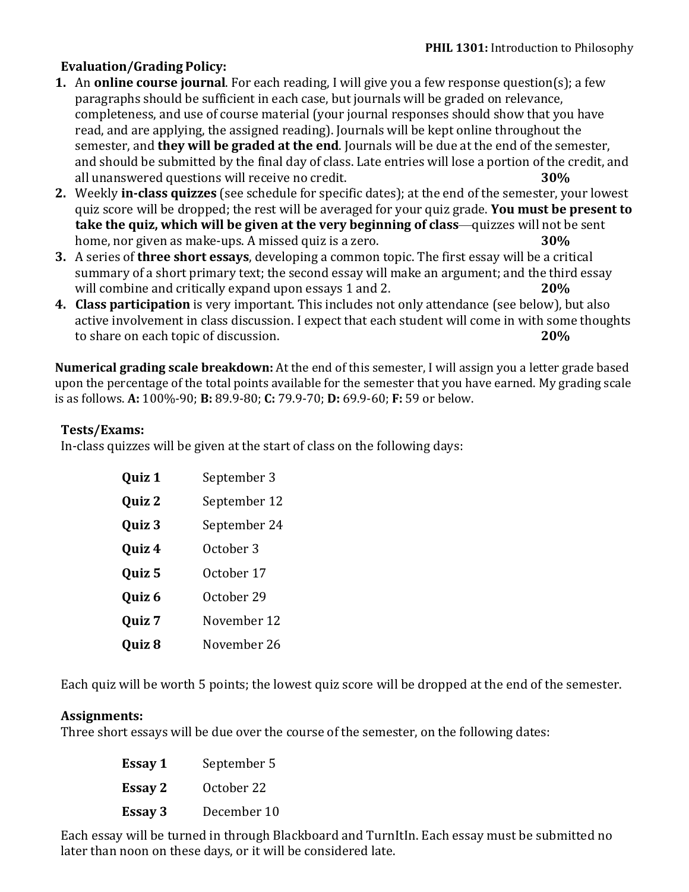## Evaluation/Grading Policy:

1. An **online course journal**. For each reading, I will give you a few response question(s); a few paragraphs should be sufficient in each case, but journals will be graded on relevance, completeness, and use of course material (your journal responses should show that you have read, and are applying, the assigned reading). Journals will be kept online throughout the semester, and **they will be graded at the end**. Journals will be due at the end of the semester, and should be submitted by the final day of class. Late entries will lose a portion of the credit, and all unanswered questions will receive no credit. **30%**
2. Weekly **in-class quizzes** (see schedule for specific dates); at the end of the semester, your lowest quiz score will be dropped; the rest will be averaged for your quiz grade. **You must be present to take the quiz, which will be given at the very beginning of class**—quizzes will not be sent home, nor given as make-ups. A missed quiz is a zero. **30%**
3. A series of **three short essays**, developing a common topic. The first essay will be a critical summary of a short primary text; the second essay will make an argument; and the third essay will combine and critically expand upon essays 1 and 2. **20%**
4. **Class participation** is very important. This includes not only attendance (see below), but also active involvement in class discussion. I expect that each student will come in with some thoughts to share on each topic of discussion. **20%**

**Numerical grading scale breakdown:** At the end of this semester, I will assign you a letter grade based upon the percentage of the total points available for the semester that you have earned. My grading scale is as follows. **A:** 100%-90; **B:** 89.9-80; **C:** 79.9-70; **D:** 69.9-60; **F:** 59 or below.

### Tests/Exams:

In-class quizzes will be given at the start of class on the following days:

| | |
|---|---|
| **Quiz 1** | September 3 |
| **Quiz 2** | September 12 |
| **Quiz 3** | September 24 |
| **Quiz 4** | October 3 |
| **Quiz 5** | October 17 |
| **Quiz 6** | October 29 |
| **Quiz 7** | November 12 |
| **Quiz 8** | November 26 |

Each quiz will be worth 5 points; the lowest quiz score will be dropped at the end of the semester.

### Assignments:

Three short essays will be due over the course of the semester, on the following dates:

| | |
|---|---|
| **Essay 1** | September 5 |
| **Essay 2** | October 22 |
| **Essay 3** | December 10 |

Each essay will be turned in through Blackboard and TurnItIn. Each essay must be submitted no later than noon on these days, or it will be considered late.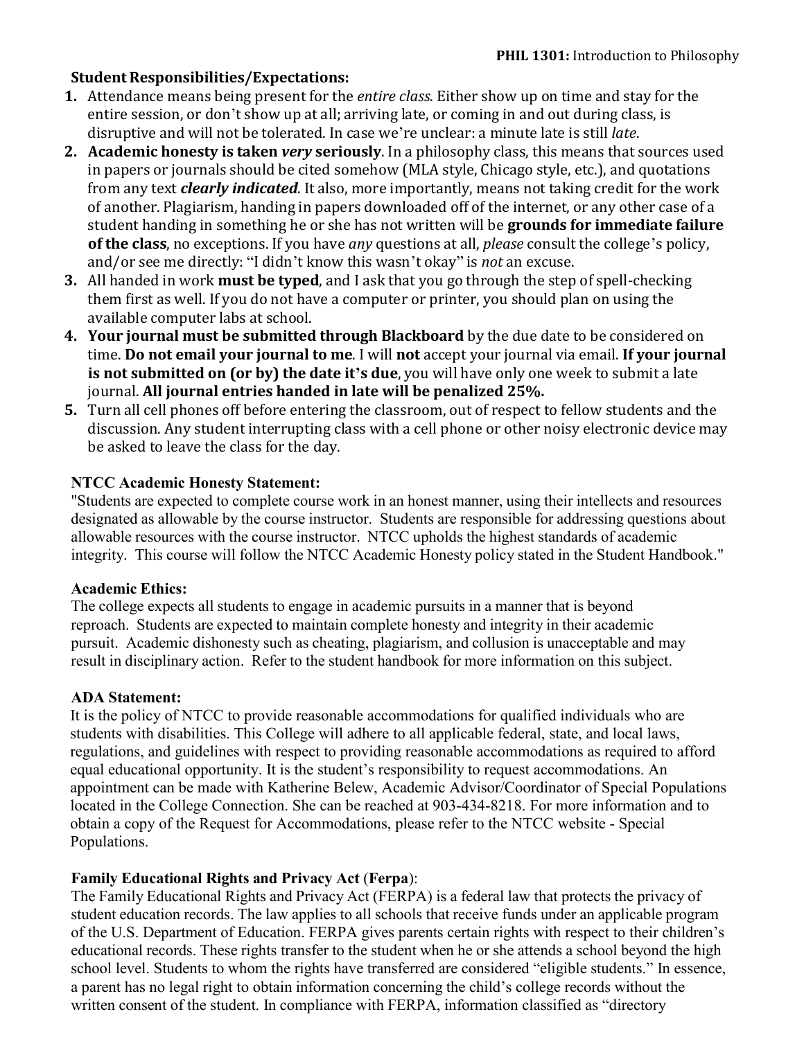**Student Responsibilities/Expectations:**

1. Attendance means being present for the *entire class*. Either show up on time and stay for the entire session, or don't show up at all; arriving late, or coming in and out during class, is disruptive and will not be tolerated. In case we're unclear: a minute late is still *late*.
2. **Academic honesty is taken *very* seriously**. In a philosophy class, this means that sources used in papers or journals should be cited somehow (MLA style, Chicago style, etc.), and quotations from any text ***clearly indicated***. It also, more importantly, means not taking credit for the work of another. Plagiarism, handing in papers downloaded off of the internet, or any other case of a student handing in something he or she has not written will be **grounds for immediate failure of the class**, no exceptions. If you have *any* questions at all, *please* consult the college's policy, and/or see me directly: "I didn't know this wasn't okay" is *not* an excuse.
3. All handed in work **must be typed**, and I ask that you go through the step of spell-checking them first as well. If you do not have a computer or printer, you should plan on using the available computer labs at school.
4. **Your journal must be submitted through Blackboard** by the due date to be considered on time. **Do not email your journal to me**. I will **not** accept your journal via email. **If your journal is not submitted on (or by) the date it's due**, you will have only one week to submit a late journal. **All journal entries handed in late will be penalized 25%.**
5. Turn all cell phones off before entering the classroom, out of respect to fellow students and the discussion. Any student interrupting class with a cell phone or other noisy electronic device may be asked to leave the class for the day.

**NTCC Academic Honesty Statement:**

"Students are expected to complete course work in an honest manner, using their intellects and resources designated as allowable by the course instructor. Students are responsible for addressing questions about allowable resources with the course instructor. NTCC upholds the highest standards of academic integrity. This course will follow the NTCC Academic Honesty policy stated in the Student Handbook."

**Academic Ethics:**

The college expects all students to engage in academic pursuits in a manner that is beyond reproach. Students are expected to maintain complete honesty and integrity in their academic pursuit. Academic dishonesty such as cheating, plagiarism, and collusion is unacceptable and may result in disciplinary action. Refer to the student handbook for more information on this subject.

**ADA Statement:**

It is the policy of NTCC to provide reasonable accommodations for qualified individuals who are students with disabilities. This College will adhere to all applicable federal, state, and local laws, regulations, and guidelines with respect to providing reasonable accommodations as required to afford equal educational opportunity. It is the student's responsibility to request accommodations. An appointment can be made with Katherine Belew, Academic Advisor/Coordinator of Special Populations located in the College Connection. She can be reached at 903-434-8218. For more information and to obtain a copy of the Request for Accommodations, please refer to the NTCC website - Special Populations.

**Family Educational Rights and Privacy Act (Ferpa):**

The Family Educational Rights and Privacy Act (FERPA) is a federal law that protects the privacy of student education records. The law applies to all schools that receive funds under an applicable program of the U.S. Department of Education. FERPA gives parents certain rights with respect to their children's educational records. These rights transfer to the student when he or she attends a school beyond the high school level. Students to whom the rights have transferred are considered "eligible students." In essence, a parent has no legal right to obtain information concerning the child's college records without the written consent of the student. In compliance with FERPA, information classified as "directory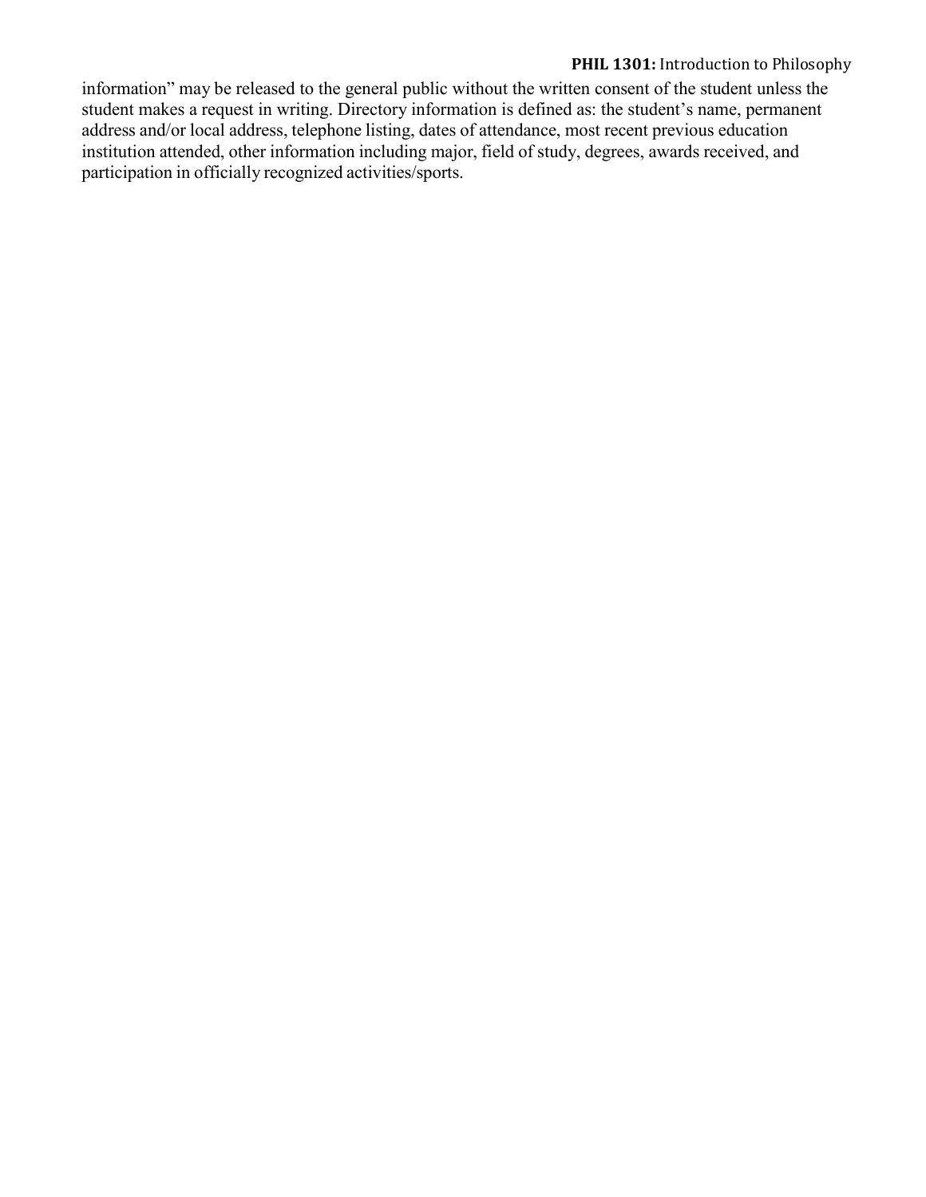information" may be released to the general public without the written consent of the student unless the student makes a request in writing. Directory information is defined as: the student's name, permanent address and/or local address, telephone listing, dates of attendance, most recent previous education institution attended, other information including major, field of study, degrees, awards received, and participation in officially recognized activities/sports.